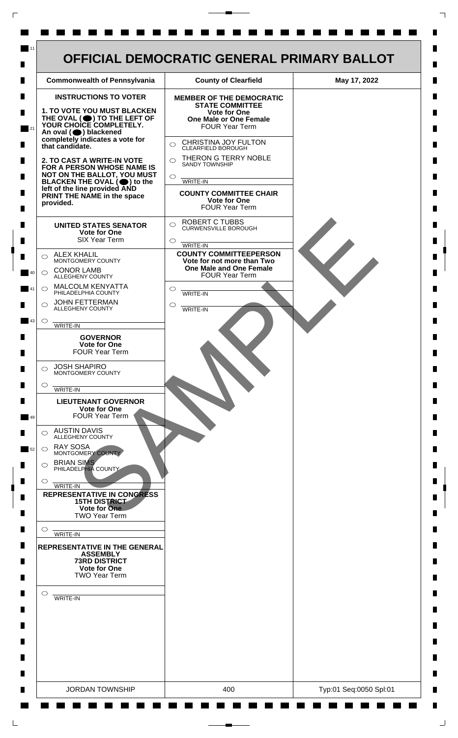# OFFICIAL DEMOCRATIC GENERAL PRIMARY BALLOT

| Commonwealth of Pennsylvania | County of Clearfield | May 17, 2022 |
|---|---|---|

## INSTRUCTIONS TO VOTER

**1. TO VOTE YOU MUST BLACKEN THE OVAL (⬤) TO THE LEFT OF YOUR CHOICE COMPLETELY.** An oval (⬤) blackened completely indicates a vote for that candidate.

**2. TO CAST A WRITE-IN VOTE FOR A PERSON WHOSE NAME IS NOT ON THE BALLOT, YOU MUST BLACKEN THE OVAL (⬤) to the left of the line provided AND PRINT THE NAME in the space provided.**

### UNITED STATES SENATOR
**Vote for One**
SIX Year Term

- ○ ALEX KHALIL — MONTGOMERY COUNTY
- ○ CONOR LAMB — ALLEGHENY COUNTY
- ○ MALCOLM KENYATTA — PHILADELPHIA COUNTY
- ○ JOHN FETTERMAN — ALLEGHENY COUNTY
- ○ ________ WRITE-IN

### GOVERNOR
**Vote for One**
FOUR Year Term

- ○ JOSH SHAPIRO — MONTGOMERY COUNTY
- ○ ________ WRITE-IN

### LIEUTENANT GOVERNOR
**Vote for One**
FOUR Year Term

- ○ AUSTIN DAVIS — ALLEGHENY COUNTY
- ○ RAY SOSA — MONTGOMERY COUNTY
- ○ BRIAN SIMS — PHILADELPHIA COUNTY
- ○ ________ WRITE-IN

### REPRESENTATIVE IN CONGRESS
**15TH DISTRICT**
**Vote for One**
TWO Year Term

- ○ ________ WRITE-IN

### REPRESENTATIVE IN THE GENERAL ASSEMBLY
**73RD DISTRICT**
**Vote for One**
TWO Year Term

- ○ ________ WRITE-IN

### MEMBER OF THE DEMOCRATIC STATE COMMITTEE
**Vote for One**
**One Male or One Female**
FOUR Year Term

- ○ CHRISTINA JOY FULTON — CLEARFIELD BOROUGH
- ○ THERON G TERRY NOBLE — SANDY TOWNSHIP
- ○ ________ WRITE-IN

### COUNTY COMMITTEE CHAIR
**Vote for One**
FOUR Year Term

- ○ ROBERT C TUBBS — CURWENSVILLE BOROUGH
- ○ ________ WRITE-IN

### COUNTY COMMITTEEPERSON
**Vote for not more than Two**
**One Male and One Female**
FOUR Year Term

- ○ ________ WRITE-IN
- ○ ________ WRITE-IN

SAMPLE

| JORDAN TOWNSHIP | 400 | Typ:01 Seq:0050 Spl:01 |
|---|---|---|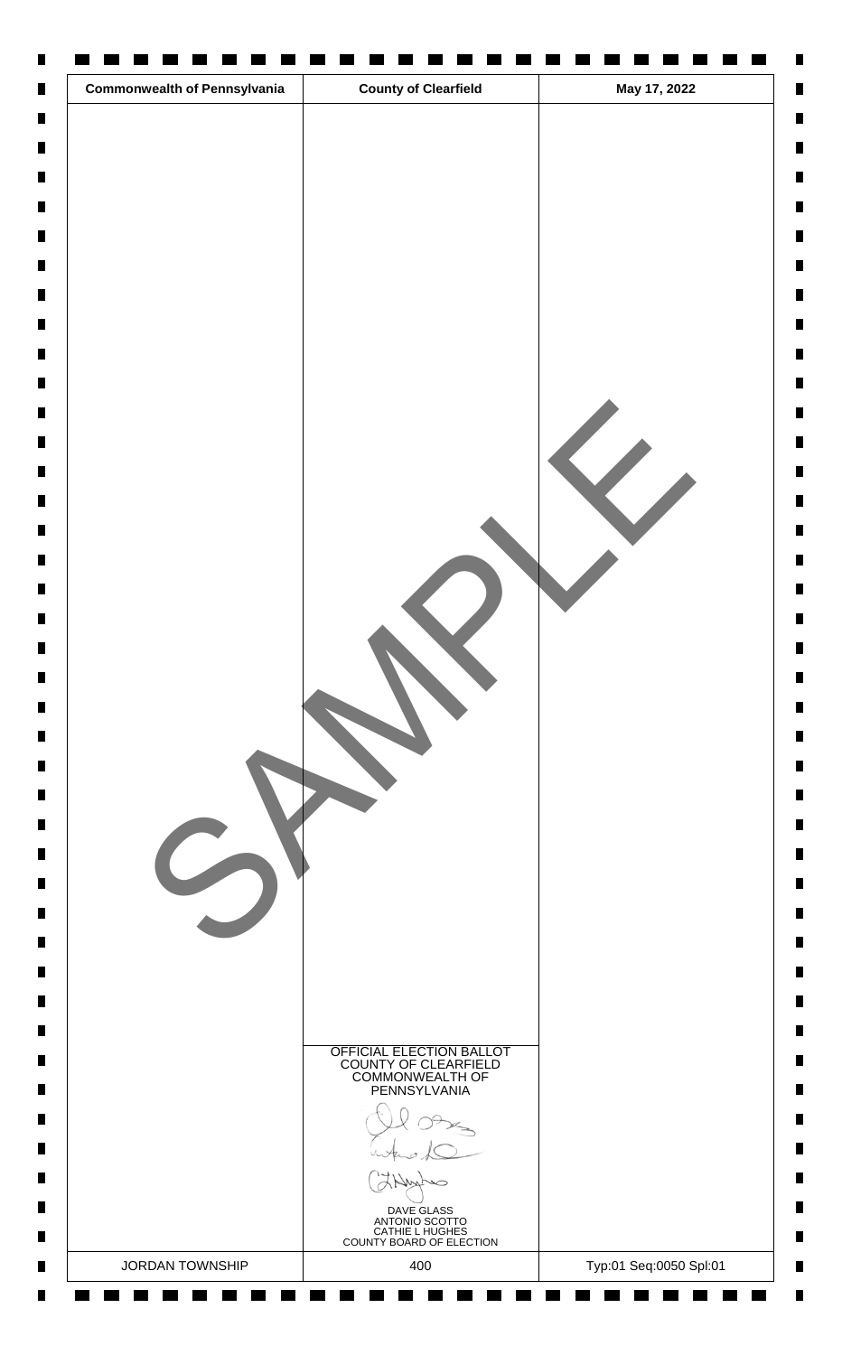| Commonwealth of Pennsylvania | County of Clearfield | May 17, 2022 |
|---|---|---|
| | OFFICIAL ELECTION BALLOT COUNTY OF CLEARFIELD COMMONWEALTH OF PENNSYLVANIA | |
| | DAVE GLASS ANTONIO SCOTTO CATHIE L HUGHES COUNTY BOARD OF ELECTION | |
| JORDAN TOWNSHIP | 400 | Typ:01 Seq:0050 Spl:01 |

SAMPLE